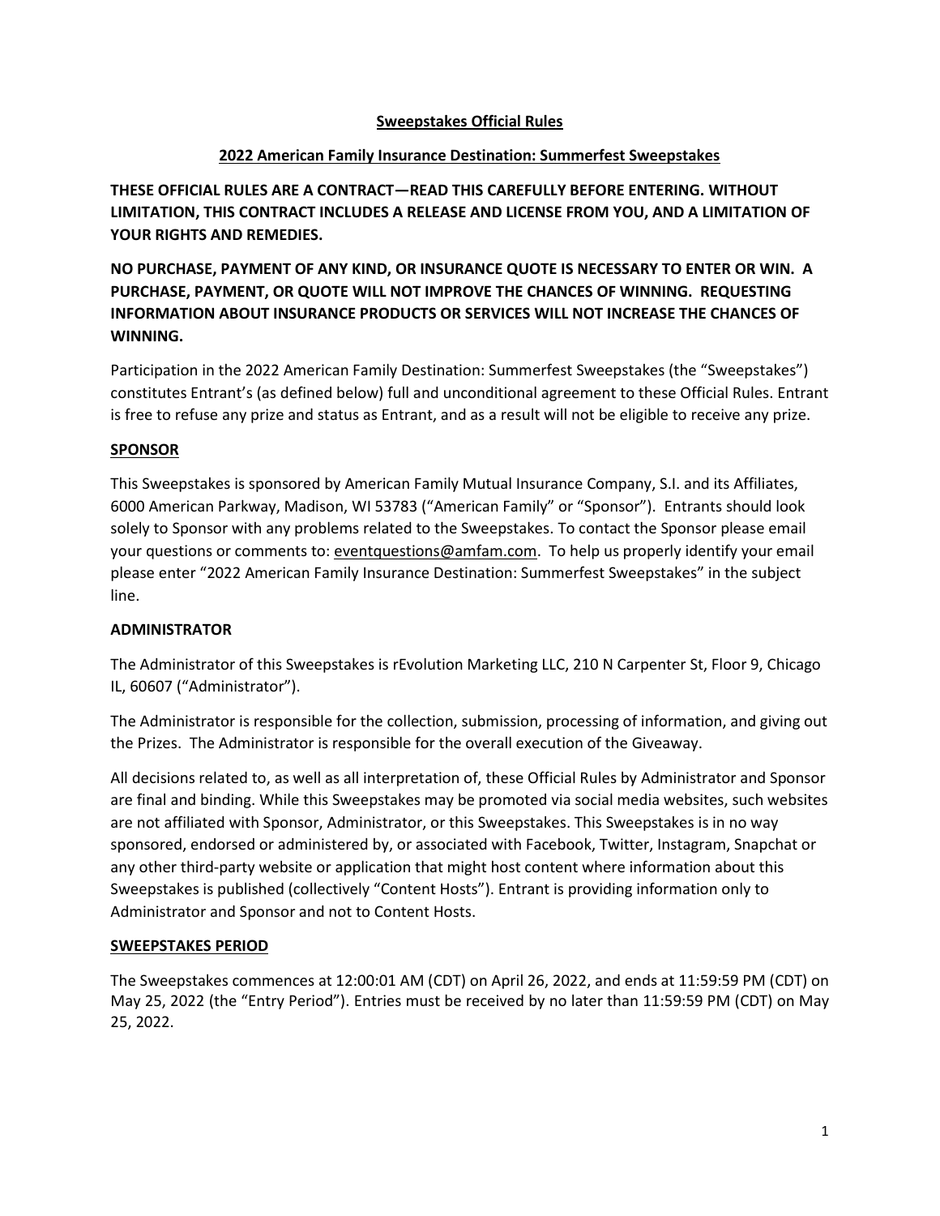# Sweepstakes Official Rules

## 2022 American Family Insurance Destination: Summerfest Sweepstakes

**THESE OFFICIAL RULES ARE A CONTRACT—READ THIS CAREFULLY BEFORE ENTERING. WITHOUT LIMITATION, THIS CONTRACT INCLUDES A RELEASE AND LICENSE FROM YOU, AND A LIMITATION OF YOUR RIGHTS AND REMEDIES.**

**NO PURCHASE, PAYMENT OF ANY KIND, OR INSURANCE QUOTE IS NECESSARY TO ENTER OR WIN. A PURCHASE, PAYMENT, OR QUOTE WILL NOT IMPROVE THE CHANCES OF WINNING. REQUESTING INFORMATION ABOUT INSURANCE PRODUCTS OR SERVICES WILL NOT INCREASE THE CHANCES OF WINNING.**

Participation in the 2022 American Family Destination: Summerfest Sweepstakes (the "Sweepstakes") constitutes Entrant's (as defined below) full and unconditional agreement to these Official Rules. Entrant is free to refuse any prize and status as Entrant, and as a result will not be eligible to receive any prize.

### SPONSOR

This Sweepstakes is sponsored by American Family Mutual Insurance Company, S.I. and its Affiliates, 6000 American Parkway, Madison, WI 53783 ("American Family" or "Sponsor"). Entrants should look solely to Sponsor with any problems related to the Sweepstakes. To contact the Sponsor please email your questions or comments to: eventquestions@amfam.com. To help us properly identify your email please enter "2022 American Family Insurance Destination: Summerfest Sweepstakes" in the subject line.

### ADMINISTRATOR

The Administrator of this Sweepstakes is rEvolution Marketing LLC, 210 N Carpenter St, Floor 9, Chicago IL, 60607 ("Administrator").

The Administrator is responsible for the collection, submission, processing of information, and giving out the Prizes. The Administrator is responsible for the overall execution of the Giveaway.

All decisions related to, as well as all interpretation of, these Official Rules by Administrator and Sponsor are final and binding. While this Sweepstakes may be promoted via social media websites, such websites are not affiliated with Sponsor, Administrator, or this Sweepstakes. This Sweepstakes is in no way sponsored, endorsed or administered by, or associated with Facebook, Twitter, Instagram, Snapchat or any other third-party website or application that might host content where information about this Sweepstakes is published (collectively "Content Hosts"). Entrant is providing information only to Administrator and Sponsor and not to Content Hosts.

### SWEEPSTAKES PERIOD

The Sweepstakes commences at 12:00:01 AM (CDT) on April 26, 2022, and ends at 11:59:59 PM (CDT) on May 25, 2022 (the "Entry Period"). Entries must be received by no later than 11:59:59 PM (CDT) on May 25, 2022.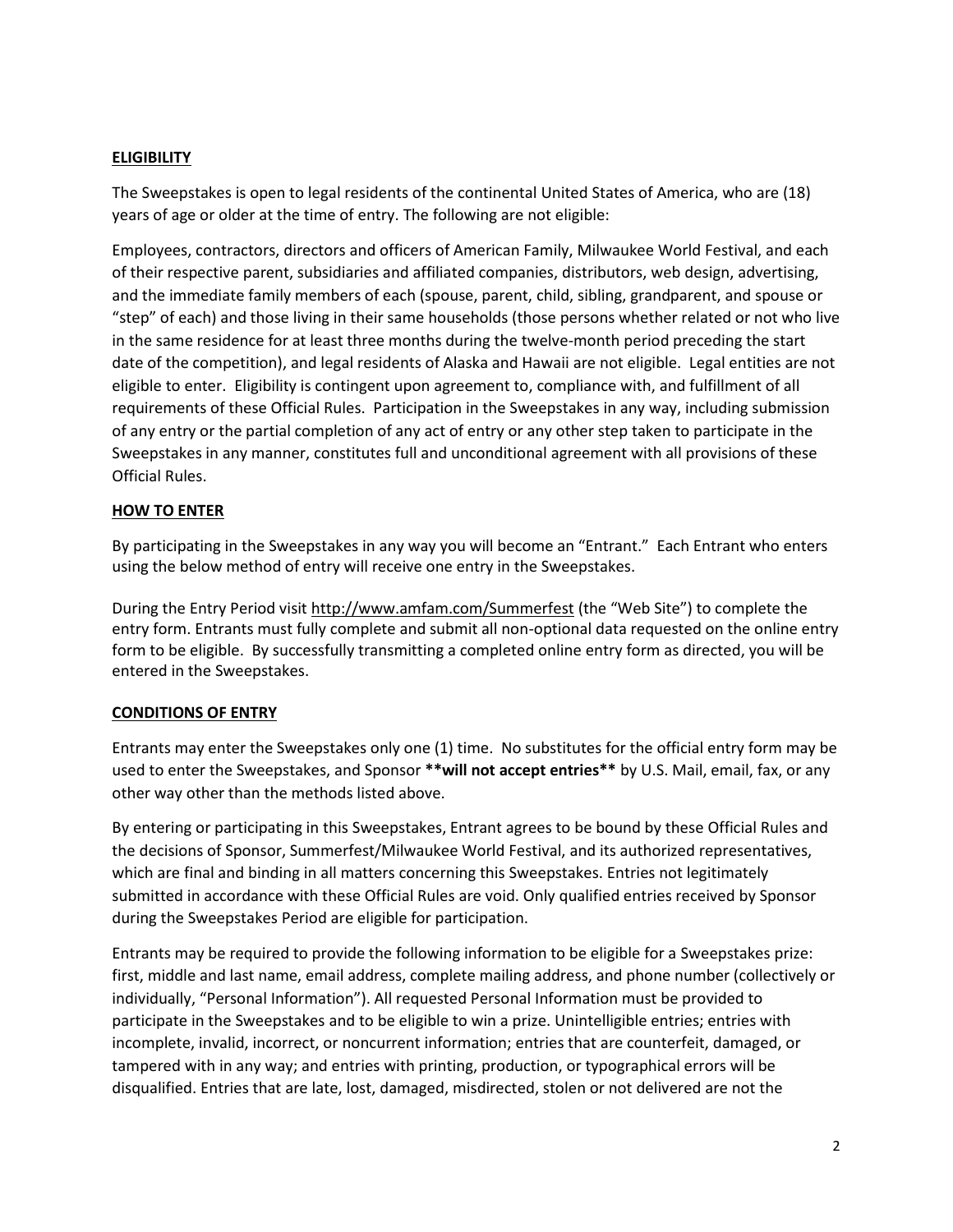## ELIGIBILITY

The Sweepstakes is open to legal residents of the continental United States of America, who are (18) years of age or older at the time of entry. The following are not eligible:

Employees, contractors, directors and officers of American Family, Milwaukee World Festival, and each of their respective parent, subsidiaries and affiliated companies, distributors, web design, advertising, and the immediate family members of each (spouse, parent, child, sibling, grandparent, and spouse or "step" of each) and those living in their same households (those persons whether related or not who live in the same residence for at least three months during the twelve-month period preceding the start date of the competition), and legal residents of Alaska and Hawaii are not eligible. Legal entities are not eligible to enter. Eligibility is contingent upon agreement to, compliance with, and fulfillment of all requirements of these Official Rules. Participation in the Sweepstakes in any way, including submission of any entry or the partial completion of any act of entry or any other step taken to participate in the Sweepstakes in any manner, constitutes full and unconditional agreement with all provisions of these Official Rules.

## HOW TO ENTER

By participating in the Sweepstakes in any way you will become an "Entrant." Each Entrant who enters using the below method of entry will receive one entry in the Sweepstakes.

During the Entry Period visit http://www.amfam.com/Summerfest (the "Web Site") to complete the entry form. Entrants must fully complete and submit all non-optional data requested on the online entry form to be eligible. By successfully transmitting a completed online entry form as directed, you will be entered in the Sweepstakes.

## CONDITIONS OF ENTRY

Entrants may enter the Sweepstakes only one (1) time. No substitutes for the official entry form may be used to enter the Sweepstakes, and Sponsor **will not accept entries** by U.S. Mail, email, fax, or any other way other than the methods listed above.

By entering or participating in this Sweepstakes, Entrant agrees to be bound by these Official Rules and the decisions of Sponsor, Summerfest/Milwaukee World Festival, and its authorized representatives, which are final and binding in all matters concerning this Sweepstakes. Entries not legitimately submitted in accordance with these Official Rules are void. Only qualified entries received by Sponsor during the Sweepstakes Period are eligible for participation.

Entrants may be required to provide the following information to be eligible for a Sweepstakes prize: first, middle and last name, email address, complete mailing address, and phone number (collectively or individually, "Personal Information"). All requested Personal Information must be provided to participate in the Sweepstakes and to be eligible to win a prize. Unintelligible entries; entries with incomplete, invalid, incorrect, or noncurrent information; entries that are counterfeit, damaged, or tampered with in any way; and entries with printing, production, or typographical errors will be disqualified. Entries that are late, lost, damaged, misdirected, stolen or not delivered are not the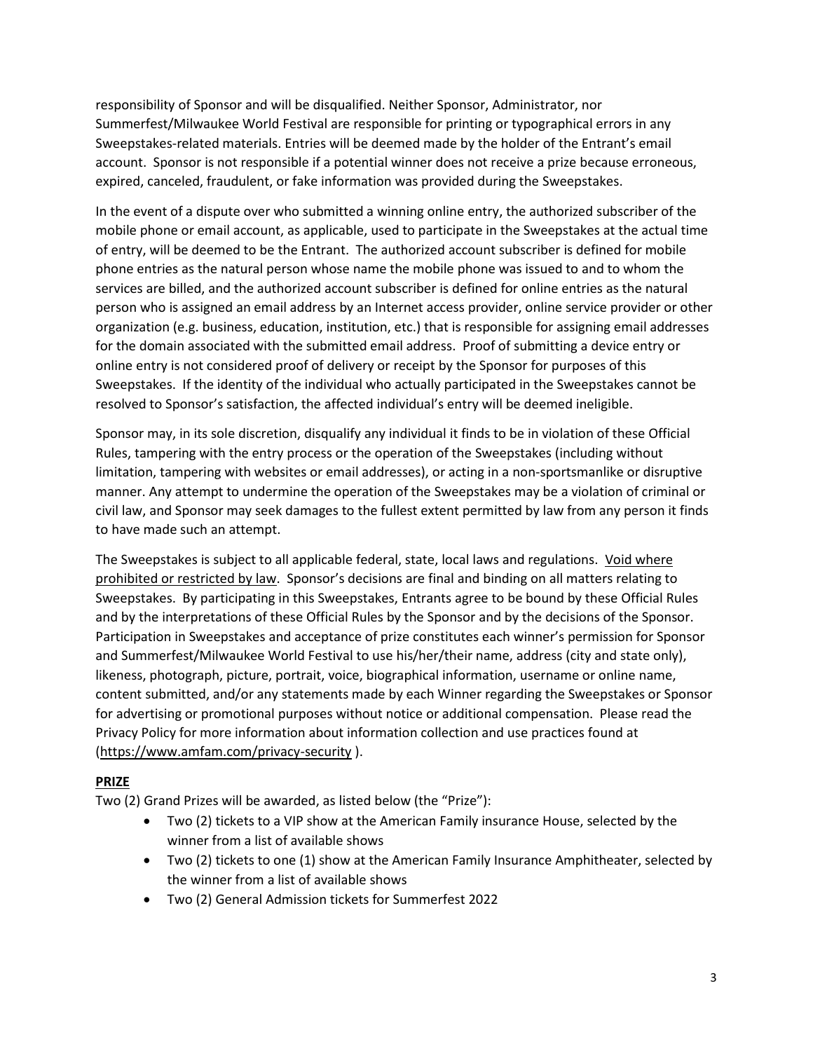responsibility of Sponsor and will be disqualified. Neither Sponsor, Administrator, nor Summerfest/Milwaukee World Festival are responsible for printing or typographical errors in any Sweepstakes-related materials. Entries will be deemed made by the holder of the Entrant's email account. Sponsor is not responsible if a potential winner does not receive a prize because erroneous, expired, canceled, fraudulent, or fake information was provided during the Sweepstakes.

In the event of a dispute over who submitted a winning online entry, the authorized subscriber of the mobile phone or email account, as applicable, used to participate in the Sweepstakes at the actual time of entry, will be deemed to be the Entrant. The authorized account subscriber is defined for mobile phone entries as the natural person whose name the mobile phone was issued to and to whom the services are billed, and the authorized account subscriber is defined for online entries as the natural person who is assigned an email address by an Internet access provider, online service provider or other organization (e.g. business, education, institution, etc.) that is responsible for assigning email addresses for the domain associated with the submitted email address. Proof of submitting a device entry or online entry is not considered proof of delivery or receipt by the Sponsor for purposes of this Sweepstakes. If the identity of the individual who actually participated in the Sweepstakes cannot be resolved to Sponsor's satisfaction, the affected individual's entry will be deemed ineligible.

Sponsor may, in its sole discretion, disqualify any individual it finds to be in violation of these Official Rules, tampering with the entry process or the operation of the Sweepstakes (including without limitation, tampering with websites or email addresses), or acting in a non-sportsmanlike or disruptive manner. Any attempt to undermine the operation of the Sweepstakes may be a violation of criminal or civil law, and Sponsor may seek damages to the fullest extent permitted by law from any person it finds to have made such an attempt.

The Sweepstakes is subject to all applicable federal, state, local laws and regulations. Void where prohibited or restricted by law. Sponsor's decisions are final and binding on all matters relating to Sweepstakes. By participating in this Sweepstakes, Entrants agree to be bound by these Official Rules and by the interpretations of these Official Rules by the Sponsor and by the decisions of the Sponsor. Participation in Sweepstakes and acceptance of prize constitutes each winner's permission for Sponsor and Summerfest/Milwaukee World Festival to use his/her/their name, address (city and state only), likeness, photograph, picture, portrait, voice, biographical information, username or online name, content submitted, and/or any statements made by each Winner regarding the Sweepstakes or Sponsor for advertising or promotional purposes without notice or additional compensation. Please read the Privacy Policy for more information about information collection and use practices found at (https://www.amfam.com/privacy-security ).

**PRIZE**

Two (2) Grand Prizes will be awarded, as listed below (the "Prize"):

- Two (2) tickets to a VIP show at the American Family insurance House, selected by the winner from a list of available shows
- Two (2) tickets to one (1) show at the American Family Insurance Amphitheater, selected by the winner from a list of available shows
- Two (2) General Admission tickets for Summerfest 2022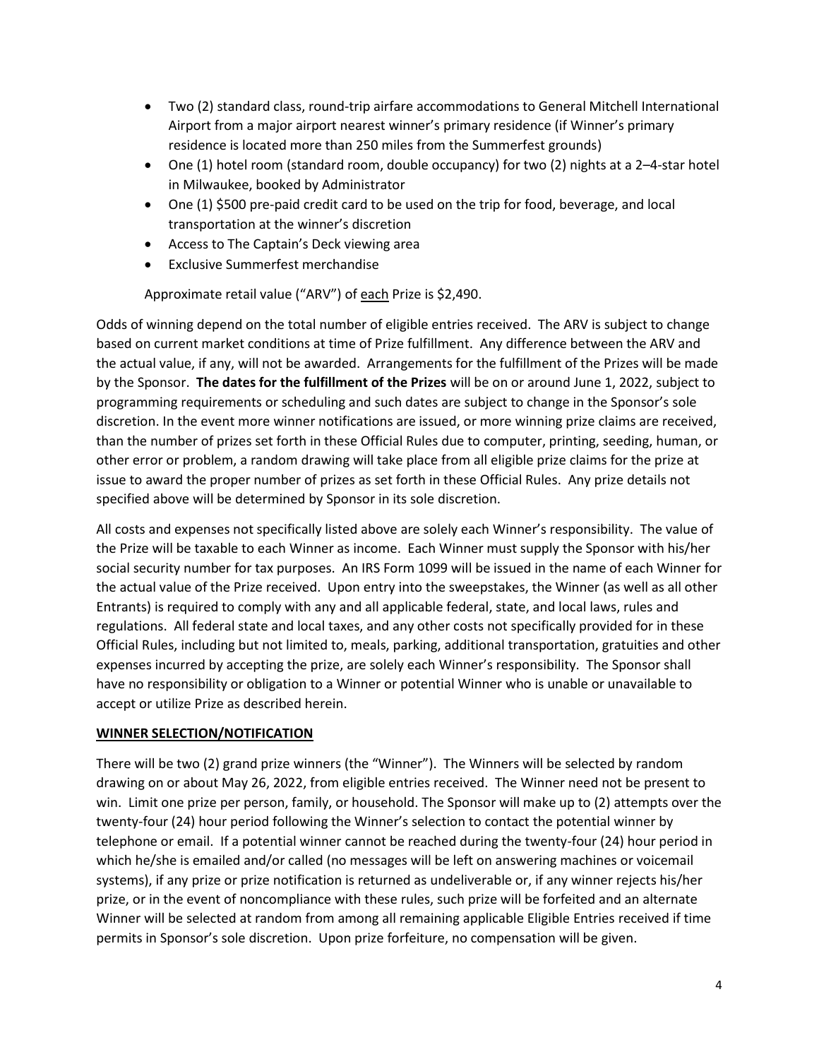- Two (2) standard class, round-trip airfare accommodations to General Mitchell International Airport from a major airport nearest winner's primary residence (if Winner's primary residence is located more than 250 miles from the Summerfest grounds)
- One (1) hotel room (standard room, double occupancy) for two (2) nights at a 2–4-star hotel in Milwaukee, booked by Administrator
- One (1) $500 pre-paid credit card to be used on the trip for food, beverage, and local transportation at the winner's discretion
- Access to The Captain's Deck viewing area
- Exclusive Summerfest merchandise

Approximate retail value ("ARV") of each Prize is $2,490.

Odds of winning depend on the total number of eligible entries received. The ARV is subject to change based on current market conditions at time of Prize fulfillment. Any difference between the ARV and the actual value, if any, will not be awarded. Arrangements for the fulfillment of the Prizes will be made by the Sponsor. **The dates for the fulfillment of the Prizes** will be on or around June 1, 2022, subject to programming requirements or scheduling and such dates are subject to change in the Sponsor's sole discretion. In the event more winner notifications are issued, or more winning prize claims are received, than the number of prizes set forth in these Official Rules due to computer, printing, seeding, human, or other error or problem, a random drawing will take place from all eligible prize claims for the prize at issue to award the proper number of prizes as set forth in these Official Rules. Any prize details not specified above will be determined by Sponsor in its sole discretion.

All costs and expenses not specifically listed above are solely each Winner's responsibility. The value of the Prize will be taxable to each Winner as income. Each Winner must supply the Sponsor with his/her social security number for tax purposes. An IRS Form 1099 will be issued in the name of each Winner for the actual value of the Prize received. Upon entry into the sweepstakes, the Winner (as well as all other Entrants) is required to comply with any and all applicable federal, state, and local laws, rules and regulations. All federal state and local taxes, and any other costs not specifically provided for in these Official Rules, including but not limited to, meals, parking, additional transportation, gratuities and other expenses incurred by accepting the prize, are solely each Winner's responsibility. The Sponsor shall have no responsibility or obligation to a Winner or potential Winner who is unable or unavailable to accept or utilize Prize as described herein.

## WINNER SELECTION/NOTIFICATION

There will be two (2) grand prize winners (the "Winner"). The Winners will be selected by random drawing on or about May 26, 2022, from eligible entries received. The Winner need not be present to win. Limit one prize per person, family, or household. The Sponsor will make up to (2) attempts over the twenty-four (24) hour period following the Winner's selection to contact the potential winner by telephone or email. If a potential winner cannot be reached during the twenty-four (24) hour period in which he/she is emailed and/or called (no messages will be left on answering machines or voicemail systems), if any prize or prize notification is returned as undeliverable or, if any winner rejects his/her prize, or in the event of noncompliance with these rules, such prize will be forfeited and an alternate Winner will be selected at random from among all remaining applicable Eligible Entries received if time permits in Sponsor's sole discretion. Upon prize forfeiture, no compensation will be given.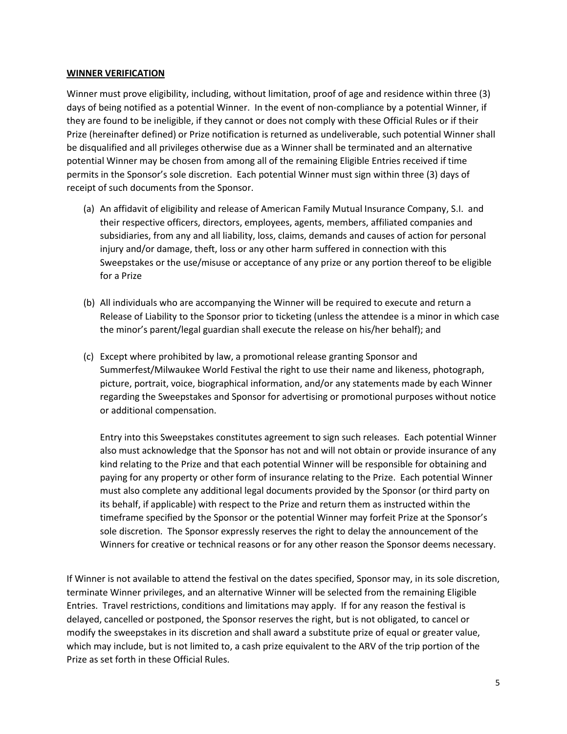**WINNER VERIFICATION**

Winner must prove eligibility, including, without limitation, proof of age and residence within three (3) days of being notified as a potential Winner. In the event of non-compliance by a potential Winner, if they are found to be ineligible, if they cannot or does not comply with these Official Rules or if their Prize (hereinafter defined) or Prize notification is returned as undeliverable, such potential Winner shall be disqualified and all privileges otherwise due as a Winner shall be terminated and an alternative potential Winner may be chosen from among all of the remaining Eligible Entries received if time permits in the Sponsor's sole discretion. Each potential Winner must sign within three (3) days of receipt of such documents from the Sponsor.

(a) An affidavit of eligibility and release of American Family Mutual Insurance Company, S.I. and their respective officers, directors, employees, agents, members, affiliated companies and subsidiaries, from any and all liability, loss, claims, demands and causes of action for personal injury and/or damage, theft, loss or any other harm suffered in connection with this Sweepstakes or the use/misuse or acceptance of any prize or any portion thereof to be eligible for a Prize

(b) All individuals who are accompanying the Winner will be required to execute and return a Release of Liability to the Sponsor prior to ticketing (unless the attendee is a minor in which case the minor's parent/legal guardian shall execute the release on his/her behalf); and

(c) Except where prohibited by law, a promotional release granting Sponsor and Summerfest/Milwaukee World Festival the right to use their name and likeness, photograph, picture, portrait, voice, biographical information, and/or any statements made by each Winner regarding the Sweepstakes and Sponsor for advertising or promotional purposes without notice or additional compensation.

Entry into this Sweepstakes constitutes agreement to sign such releases. Each potential Winner also must acknowledge that the Sponsor has not and will not obtain or provide insurance of any kind relating to the Prize and that each potential Winner will be responsible for obtaining and paying for any property or other form of insurance relating to the Prize. Each potential Winner must also complete any additional legal documents provided by the Sponsor (or third party on its behalf, if applicable) with respect to the Prize and return them as instructed within the timeframe specified by the Sponsor or the potential Winner may forfeit Prize at the Sponsor's sole discretion. The Sponsor expressly reserves the right to delay the announcement of the Winners for creative or technical reasons or for any other reason the Sponsor deems necessary.

If Winner is not available to attend the festival on the dates specified, Sponsor may, in its sole discretion, terminate Winner privileges, and an alternative Winner will be selected from the remaining Eligible Entries. Travel restrictions, conditions and limitations may apply. If for any reason the festival is delayed, cancelled or postponed, the Sponsor reserves the right, but is not obligated, to cancel or modify the sweepstakes in its discretion and shall award a substitute prize of equal or greater value, which may include, but is not limited to, a cash prize equivalent to the ARV of the trip portion of the Prize as set forth in these Official Rules.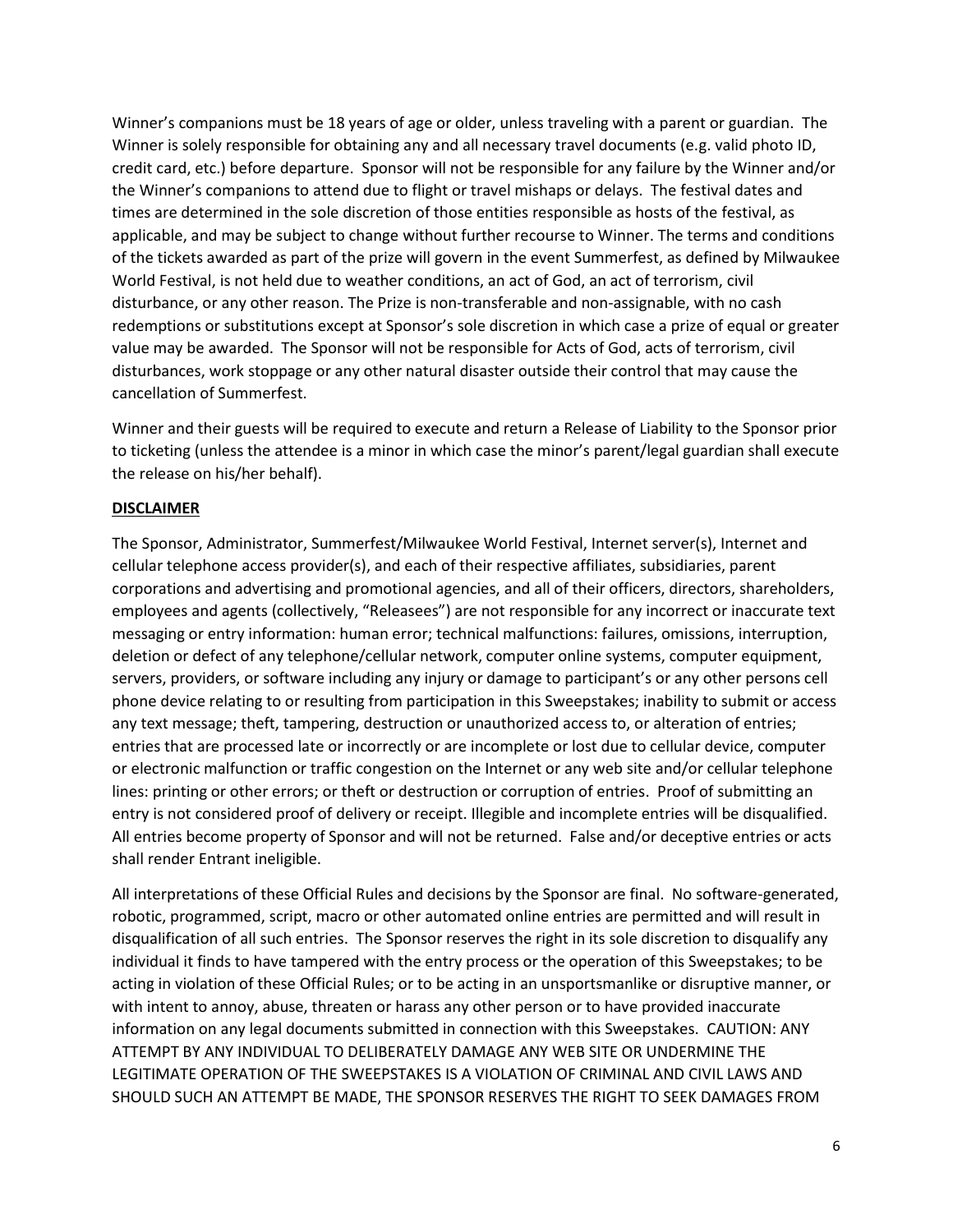Winner's companions must be 18 years of age or older, unless traveling with a parent or guardian. The Winner is solely responsible for obtaining any and all necessary travel documents (e.g. valid photo ID, credit card, etc.) before departure. Sponsor will not be responsible for any failure by the Winner and/or the Winner's companions to attend due to flight or travel mishaps or delays. The festival dates and times are determined in the sole discretion of those entities responsible as hosts of the festival, as applicable, and may be subject to change without further recourse to Winner. The terms and conditions of the tickets awarded as part of the prize will govern in the event Summerfest, as defined by Milwaukee World Festival, is not held due to weather conditions, an act of God, an act of terrorism, civil disturbance, or any other reason. The Prize is non-transferable and non-assignable, with no cash redemptions or substitutions except at Sponsor's sole discretion in which case a prize of equal or greater value may be awarded. The Sponsor will not be responsible for Acts of God, acts of terrorism, civil disturbances, work stoppage or any other natural disaster outside their control that may cause the cancellation of Summerfest.

Winner and their guests will be required to execute and return a Release of Liability to the Sponsor prior to ticketing (unless the attendee is a minor in which case the minor's parent/legal guardian shall execute the release on his/her behalf).

**DISCLAIMER**

The Sponsor, Administrator, Summerfest/Milwaukee World Festival, Internet server(s), Internet and cellular telephone access provider(s), and each of their respective affiliates, subsidiaries, parent corporations and advertising and promotional agencies, and all of their officers, directors, shareholders, employees and agents (collectively, "Releasees") are not responsible for any incorrect or inaccurate text messaging or entry information: human error; technical malfunctions: failures, omissions, interruption, deletion or defect of any telephone/cellular network, computer online systems, computer equipment, servers, providers, or software including any injury or damage to participant's or any other persons cell phone device relating to or resulting from participation in this Sweepstakes; inability to submit or access any text message; theft, tampering, destruction or unauthorized access to, or alteration of entries; entries that are processed late or incorrectly or are incomplete or lost due to cellular device, computer or electronic malfunction or traffic congestion on the Internet or any web site and/or cellular telephone lines: printing or other errors; or theft or destruction or corruption of entries. Proof of submitting an entry is not considered proof of delivery or receipt. Illegible and incomplete entries will be disqualified. All entries become property of Sponsor and will not be returned. False and/or deceptive entries or acts shall render Entrant ineligible.

All interpretations of these Official Rules and decisions by the Sponsor are final. No software-generated, robotic, programmed, script, macro or other automated online entries are permitted and will result in disqualification of all such entries. The Sponsor reserves the right in its sole discretion to disqualify any individual it finds to have tampered with the entry process or the operation of this Sweepstakes; to be acting in violation of these Official Rules; or to be acting in an unsportsmanlike or disruptive manner, or with intent to annoy, abuse, threaten or harass any other person or to have provided inaccurate information on any legal documents submitted in connection with this Sweepstakes. CAUTION: ANY ATTEMPT BY ANY INDIVIDUAL TO DELIBERATELY DAMAGE ANY WEB SITE OR UNDERMINE THE LEGITIMATE OPERATION OF THE SWEEPSTAKES IS A VIOLATION OF CRIMINAL AND CIVIL LAWS AND SHOULD SUCH AN ATTEMPT BE MADE, THE SPONSOR RESERVES THE RIGHT TO SEEK DAMAGES FROM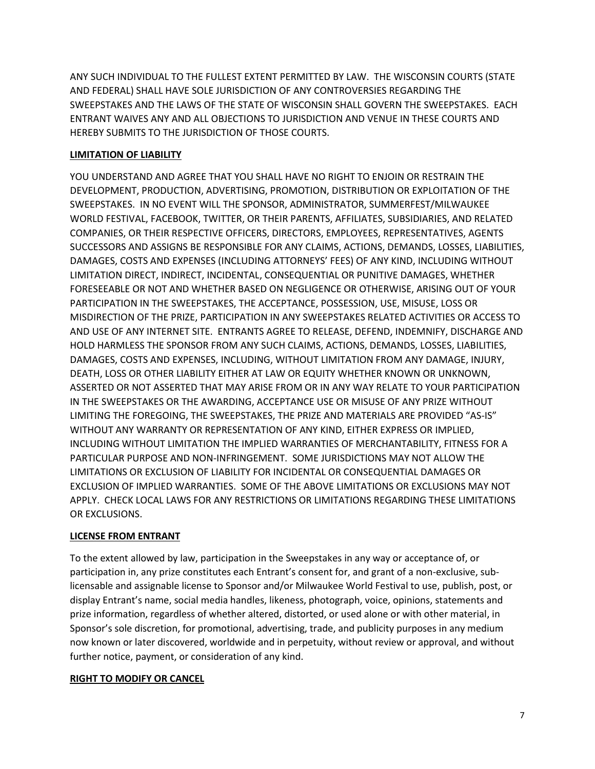ANY SUCH INDIVIDUAL TO THE FULLEST EXTENT PERMITTED BY LAW. THE WISCONSIN COURTS (STATE AND FEDERAL) SHALL HAVE SOLE JURISDICTION OF ANY CONTROVERSIES REGARDING THE SWEEPSTAKES AND THE LAWS OF THE STATE OF WISCONSIN SHALL GOVERN THE SWEEPSTAKES. EACH ENTRANT WAIVES ANY AND ALL OBJECTIONS TO JURISDICTION AND VENUE IN THESE COURTS AND HEREBY SUBMITS TO THE JURISDICTION OF THOSE COURTS.

**LIMITATION OF LIABILITY**

YOU UNDERSTAND AND AGREE THAT YOU SHALL HAVE NO RIGHT TO ENJOIN OR RESTRAIN THE DEVELOPMENT, PRODUCTION, ADVERTISING, PROMOTION, DISTRIBUTION OR EXPLOITATION OF THE SWEEPSTAKES. IN NO EVENT WILL THE SPONSOR, ADMINISTRATOR, SUMMERFEST/MILWAUKEE WORLD FESTIVAL, FACEBOOK, TWITTER, OR THEIR PARENTS, AFFILIATES, SUBSIDIARIES, AND RELATED COMPANIES, OR THEIR RESPECTIVE OFFICERS, DIRECTORS, EMPLOYEES, REPRESENTATIVES, AGENTS SUCCESSORS AND ASSIGNS BE RESPONSIBLE FOR ANY CLAIMS, ACTIONS, DEMANDS, LOSSES, LIABILITIES, DAMAGES, COSTS AND EXPENSES (INCLUDING ATTORNEYS' FEES) OF ANY KIND, INCLUDING WITHOUT LIMITATION DIRECT, INDIRECT, INCIDENTAL, CONSEQUENTIAL OR PUNITIVE DAMAGES, WHETHER FORESEEABLE OR NOT AND WHETHER BASED ON NEGLIGENCE OR OTHERWISE, ARISING OUT OF YOUR PARTICIPATION IN THE SWEEPSTAKES, THE ACCEPTANCE, POSSESSION, USE, MISUSE, LOSS OR MISDIRECTION OF THE PRIZE, PARTICIPATION IN ANY SWEEPSTAKES RELATED ACTIVITIES OR ACCESS TO AND USE OF ANY INTERNET SITE. ENTRANTS AGREE TO RELEASE, DEFEND, INDEMNIFY, DISCHARGE AND HOLD HARMLESS THE SPONSOR FROM ANY SUCH CLAIMS, ACTIONS, DEMANDS, LOSSES, LIABILITIES, DAMAGES, COSTS AND EXPENSES, INCLUDING, WITHOUT LIMITATION FROM ANY DAMAGE, INJURY, DEATH, LOSS OR OTHER LIABILITY EITHER AT LAW OR EQUITY WHETHER KNOWN OR UNKNOWN, ASSERTED OR NOT ASSERTED THAT MAY ARISE FROM OR IN ANY WAY RELATE TO YOUR PARTICIPATION IN THE SWEEPSTAKES OR THE AWARDING, ACCEPTANCE USE OR MISUSE OF ANY PRIZE WITHOUT LIMITING THE FOREGOING, THE SWEEPSTAKES, THE PRIZE AND MATERIALS ARE PROVIDED "AS-IS" WITHOUT ANY WARRANTY OR REPRESENTATION OF ANY KIND, EITHER EXPRESS OR IMPLIED, INCLUDING WITHOUT LIMITATION THE IMPLIED WARRANTIES OF MERCHANTABILITY, FITNESS FOR A PARTICULAR PURPOSE AND NON-INFRINGEMENT. SOME JURISDICTIONS MAY NOT ALLOW THE LIMITATIONS OR EXCLUSION OF LIABILITY FOR INCIDENTAL OR CONSEQUENTIAL DAMAGES OR EXCLUSION OF IMPLIED WARRANTIES. SOME OF THE ABOVE LIMITATIONS OR EXCLUSIONS MAY NOT APPLY. CHECK LOCAL LAWS FOR ANY RESTRICTIONS OR LIMITATIONS REGARDING THESE LIMITATIONS OR EXCLUSIONS.

**LICENSE FROM ENTRANT**

To the extent allowed by law, participation in the Sweepstakes in any way or acceptance of, or participation in, any prize constitutes each Entrant's consent for, and grant of a non-exclusive, sub-licensable and assignable license to Sponsor and/or Milwaukee World Festival to use, publish, post, or display Entrant's name, social media handles, likeness, photograph, voice, opinions, statements and prize information, regardless of whether altered, distorted, or used alone or with other material, in Sponsor's sole discretion, for promotional, advertising, trade, and publicity purposes in any medium now known or later discovered, worldwide and in perpetuity, without review or approval, and without further notice, payment, or consideration of any kind.

**RIGHT TO MODIFY OR CANCEL**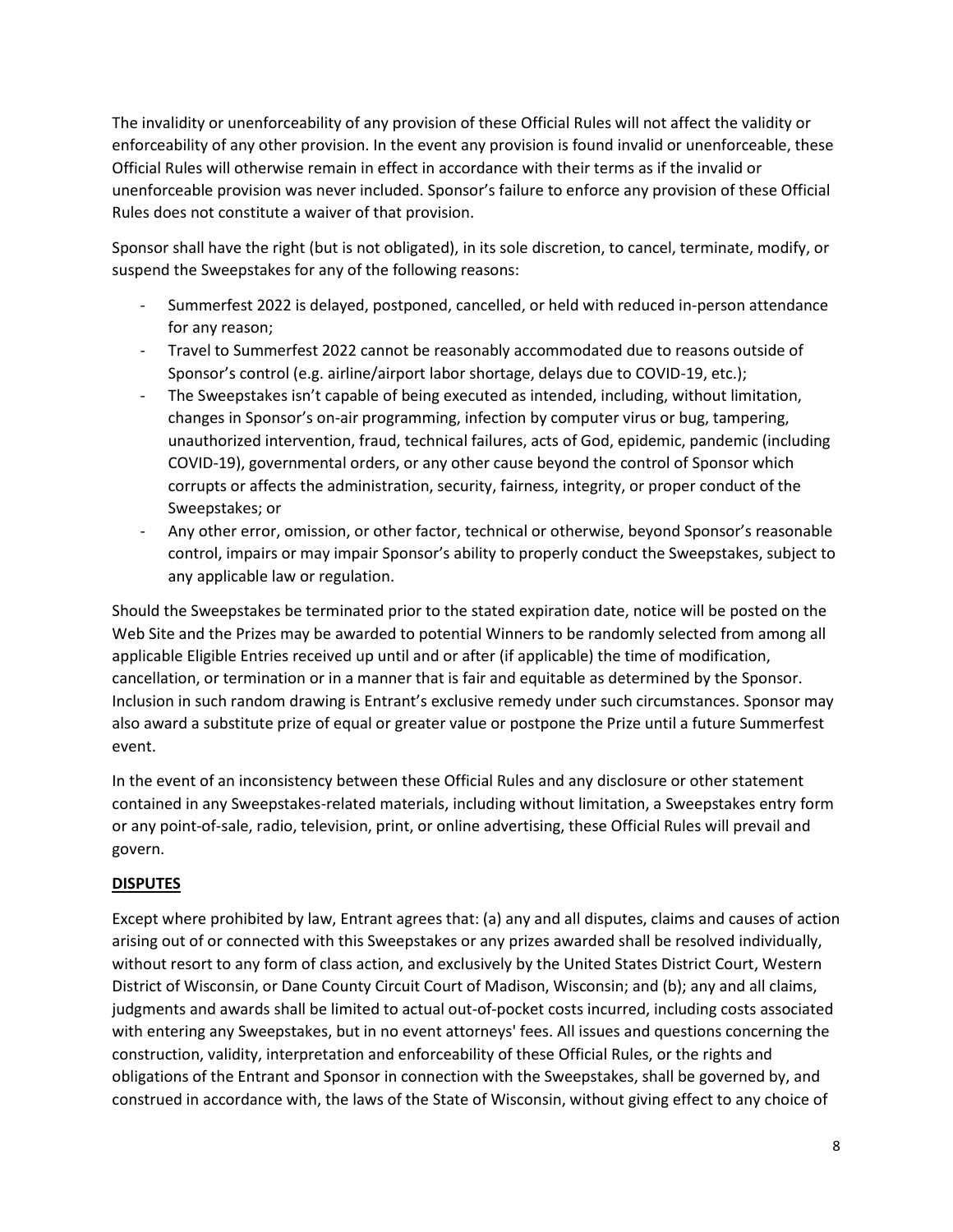The invalidity or unenforceability of any provision of these Official Rules will not affect the validity or enforceability of any other provision. In the event any provision is found invalid or unenforceable, these Official Rules will otherwise remain in effect in accordance with their terms as if the invalid or unenforceable provision was never included. Sponsor's failure to enforce any provision of these Official Rules does not constitute a waiver of that provision.

Sponsor shall have the right (but is not obligated), in its sole discretion, to cancel, terminate, modify, or suspend the Sweepstakes for any of the following reasons:

- Summerfest 2022 is delayed, postponed, cancelled, or held with reduced in-person attendance for any reason;
- Travel to Summerfest 2022 cannot be reasonably accommodated due to reasons outside of Sponsor's control (e.g. airline/airport labor shortage, delays due to COVID-19, etc.);
- The Sweepstakes isn't capable of being executed as intended, including, without limitation, changes in Sponsor's on-air programming, infection by computer virus or bug, tampering, unauthorized intervention, fraud, technical failures, acts of God, epidemic, pandemic (including COVID-19), governmental orders, or any other cause beyond the control of Sponsor which corrupts or affects the administration, security, fairness, integrity, or proper conduct of the Sweepstakes; or
- Any other error, omission, or other factor, technical or otherwise, beyond Sponsor's reasonable control, impairs or may impair Sponsor's ability to properly conduct the Sweepstakes, subject to any applicable law or regulation.

Should the Sweepstakes be terminated prior to the stated expiration date, notice will be posted on the Web Site and the Prizes may be awarded to potential Winners to be randomly selected from among all applicable Eligible Entries received up until and or after (if applicable) the time of modification, cancellation, or termination or in a manner that is fair and equitable as determined by the Sponsor. Inclusion in such random drawing is Entrant's exclusive remedy under such circumstances. Sponsor may also award a substitute prize of equal or greater value or postpone the Prize until a future Summerfest event.

In the event of an inconsistency between these Official Rules and any disclosure or other statement contained in any Sweepstakes-related materials, including without limitation, a Sweepstakes entry form or any point-of-sale, radio, television, print, or online advertising, these Official Rules will prevail and govern.

**DISPUTES**

Except where prohibited by law, Entrant agrees that: (a) any and all disputes, claims and causes of action arising out of or connected with this Sweepstakes or any prizes awarded shall be resolved individually, without resort to any form of class action, and exclusively by the United States District Court, Western District of Wisconsin, or Dane County Circuit Court of Madison, Wisconsin; and (b); any and all claims, judgments and awards shall be limited to actual out-of-pocket costs incurred, including costs associated with entering any Sweepstakes, but in no event attorneys' fees. All issues and questions concerning the construction, validity, interpretation and enforceability of these Official Rules, or the rights and obligations of the Entrant and Sponsor in connection with the Sweepstakes, shall be governed by, and construed in accordance with, the laws of the State of Wisconsin, without giving effect to any choice of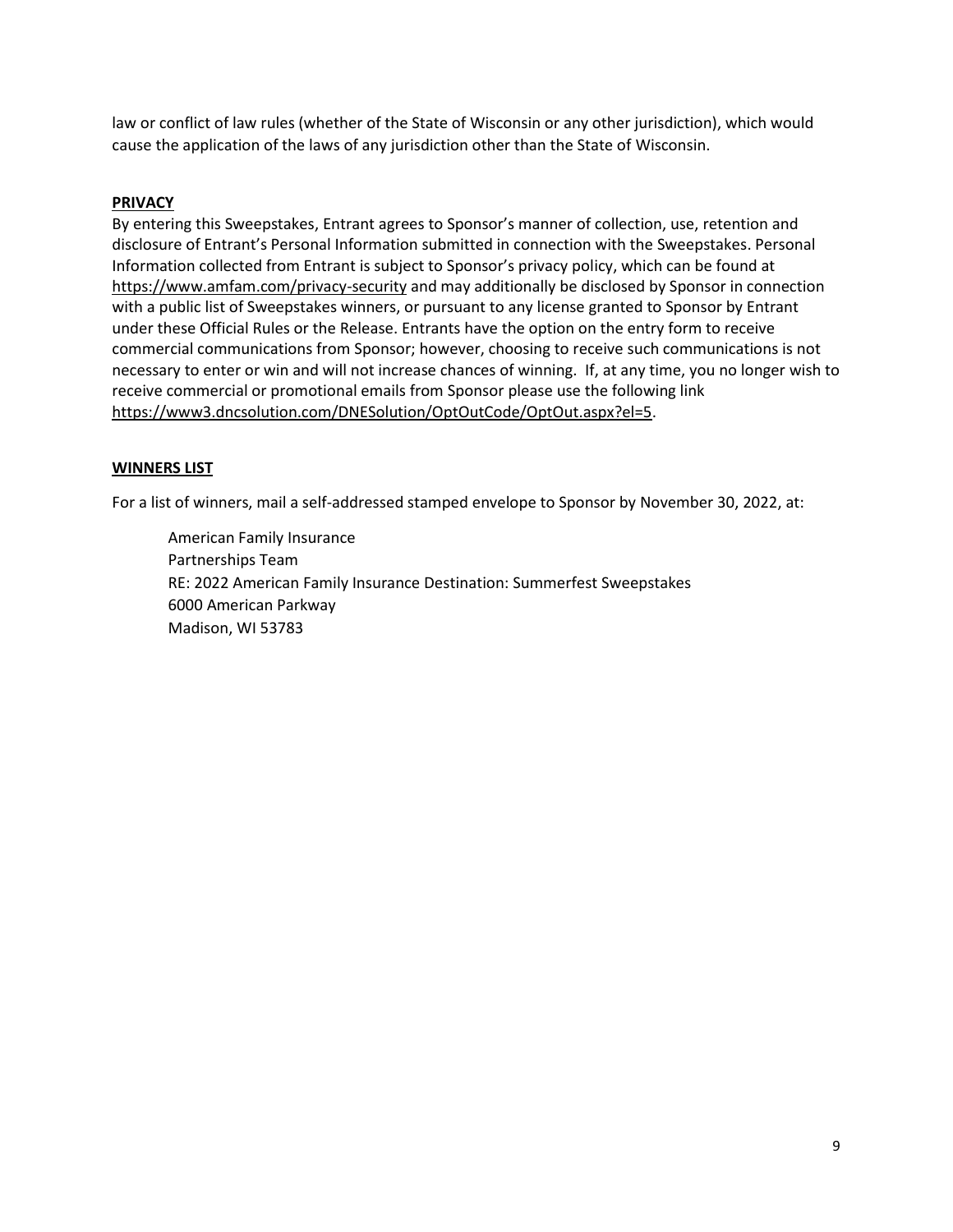law or conflict of law rules (whether of the State of Wisconsin or any other jurisdiction), which would cause the application of the laws of any jurisdiction other than the State of Wisconsin.

**PRIVACY**

By entering this Sweepstakes, Entrant agrees to Sponsor's manner of collection, use, retention and disclosure of Entrant's Personal Information submitted in connection with the Sweepstakes. Personal Information collected from Entrant is subject to Sponsor's privacy policy, which can be found at https://www.amfam.com/privacy-security and may additionally be disclosed by Sponsor in connection with a public list of Sweepstakes winners, or pursuant to any license granted to Sponsor by Entrant under these Official Rules or the Release. Entrants have the option on the entry form to receive commercial communications from Sponsor; however, choosing to receive such communications is not necessary to enter or win and will not increase chances of winning. If, at any time, you no longer wish to receive commercial or promotional emails from Sponsor please use the following link https://www3.dncsolution.com/DNESolution/OptOutCode/OptOut.aspx?el=5.

**WINNERS LIST**

For a list of winners, mail a self-addressed stamped envelope to Sponsor by November 30, 2022, at:

American Family Insurance  
Partnerships Team  
RE: 2022 American Family Insurance Destination: Summerfest Sweepstakes  
6000 American Parkway  
Madison, WI 53783